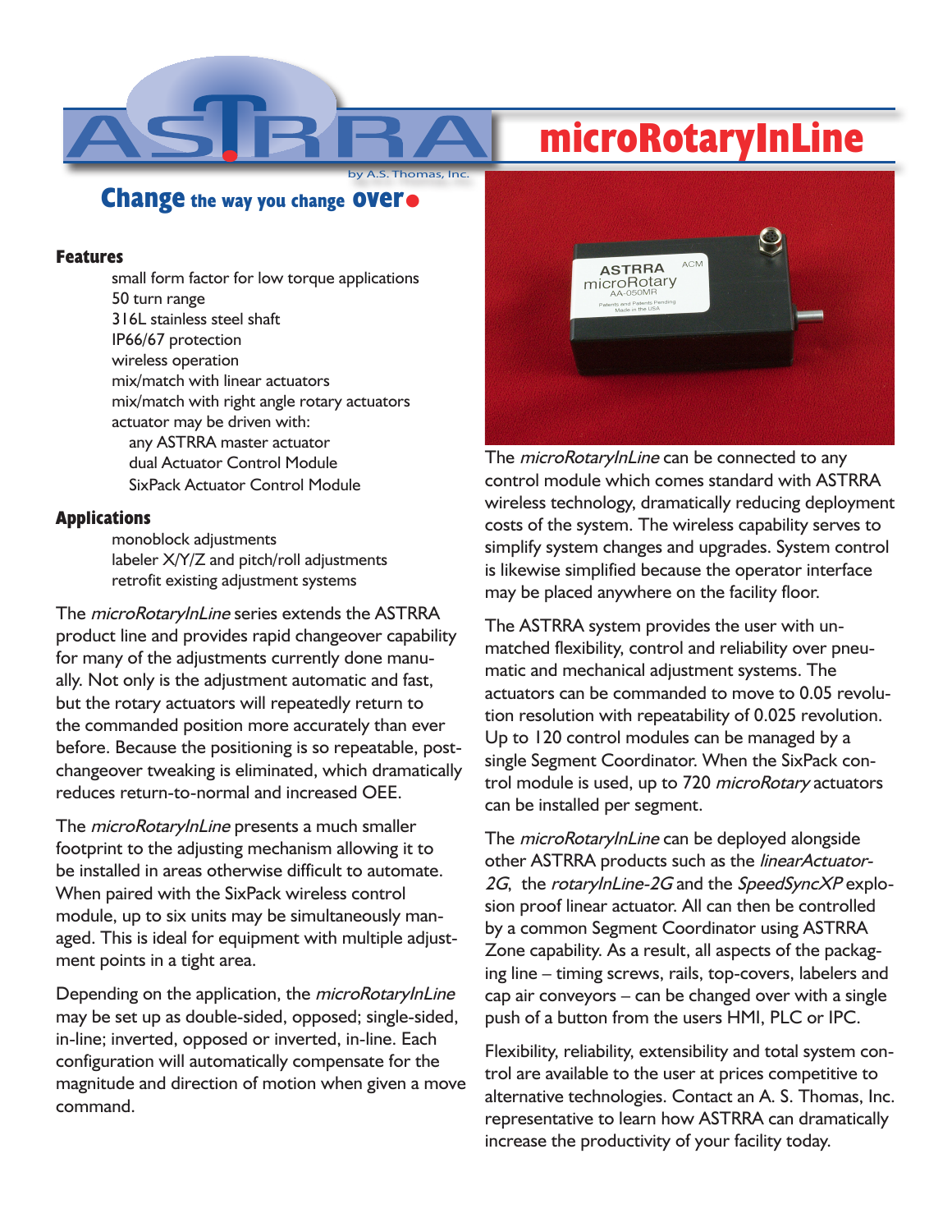# ASTRRA

by A.S. Thomas, Inc.

**Change the way you change over**

# microRotaryInLine

## Features

- small form factor for low torque applications
- 50 turn range
- 316L stainless steel shaft
- IP66/67 protection
- wireless operation
- mix/match with linear actuators
- mix/match with right angle rotary actuators
- actuator may be driven with:
  - any ASTRRA master actuator
  - dual Actuator Control Module
  - SixPack Actuator Control Module

## Applications

- monoblock adjustments
- labeler X/Y/Z and pitch/roll adjustments
- retrofit existing adjustment systems

The *microRotaryInLine* series extends the ASTRRA product line and provides rapid changeover capability for many of the adjustments currently done manually. Not only is the adjustment automatic and fast, but the rotary actuators will repeatedly return to the commanded position more accurately than ever before. Because the positioning is so repeatable, post-changeover tweaking is eliminated, which dramatically reduces return-to-normal and increased OEE.

The *microRotaryInLine* presents a much smaller footprint to the adjusting mechanism allowing it to be installed in areas otherwise difficult to automate. When paired with the SixPack wireless control module, up to six units may be simultaneously managed. This is ideal for equipment with multiple adjustment points in a tight area.

Depending on the application, the *microRotaryInLine* may be set up as double-sided, opposed; single-sided, in-line; inverted, opposed or inverted, in-line. Each configuration will automatically compensate for the magnitude and direction of motion when given a move command.

The *microRotaryInLine* can be connected to any control module which comes standard with ASTRRA wireless technology, dramatically reducing deployment costs of the system. The wireless capability serves to simplify system changes and upgrades. System control is likewise simplified because the operator interface may be placed anywhere on the facility floor.

The ASTRRA system provides the user with unmatched flexibility, control and reliability over pneumatic and mechanical adjustment systems. The actuators can be commanded to move to 0.05 revolution resolution with repeatability of 0.025 revolution. Up to 120 control modules can be managed by a single Segment Coordinator. When the SixPack control module is used, up to 720 *microRotary* actuators can be installed per segment.

The *microRotaryInLine* can be deployed alongside other ASTRRA products such as the *linearActuator-2G*, the *rotaryInLine-2G* and the *SpeedSyncXP* explosion proof linear actuator. All can then be controlled by a common Segment Coordinator using ASTRRA Zone capability. As a result, all aspects of the packaging line – timing screws, rails, top-covers, labelers and cap air conveyors – can be changed over with a single push of a button from the users HMI, PLC or IPC.

Flexibility, reliability, extensibility and total system control are available to the user at prices competitive to alternative technologies. Contact an A. S. Thomas, Inc. representative to learn how ASTRRA can dramatically increase the productivity of your facility today.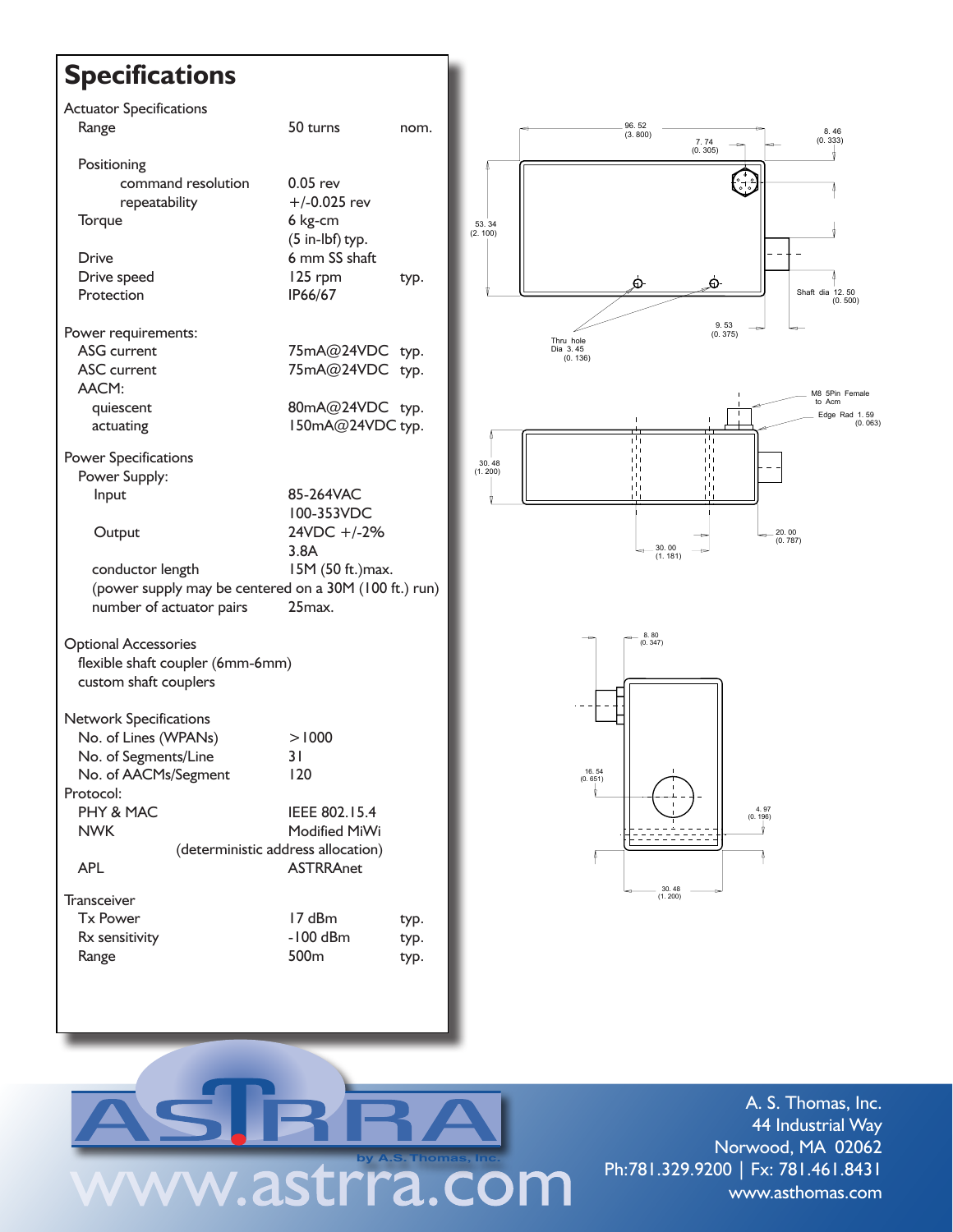# Specifications

| | | |
|---|---|---|
| **Actuator Specifications** | | |
| Range | 50 turns | nom. |
| Positioning | | |
| command resolution | 0.05 rev | |
| repeatability | +/-0.025 rev | |
| Torque | 6 kg-cm (5 in-lbf) typ. | |
| Drive | 6 mm SS shaft | |
| Drive speed | 125 rpm | typ. |
| Protection | IP66/67 | |
| **Power requirements:** | | |
| ASG current | 75mA@24VDC | typ. |
| ASC current | 75mA@24VDC | typ. |
| AACM: | | |
| quiescent | 80mA@24VDC | typ. |
| actuating | 150mA@24VDC | typ. |
| **Power Specifications** | | |
| Power Supply: | | |
| Input | 85-264VAC<br>100-353VDC | |
| Output | 24VDC +/-2%<br>3.8A | |
| conductor length | 15M (50 ft.)max. | |
| (power supply may be centered on a 30M (100 ft.) run) | | |
| number of actuator pairs | 25max. | |
| **Optional Accessories** | | |
| flexible shaft coupler (6mm-6mm) | | |
| custom shaft couplers | | |
| **Network Specifications** | | |
| No. of Lines (WPANs) | >1000 | |
| No. of Segments/Line | 31 | |
| No. of AACMs/Segment | 120 | |
| **Protocol:** | | |
| PHY & MAC | IEEE 802.15.4 | |
| NWK | Modified MiWi (deterministic address allocation) | |
| APL | ASTRRAnet | |
| **Transceiver** | | |
| Tx Power | 17 dBm | typ. |
| Rx sensitivity | -100 dBm | typ. |
| Range | 500m | typ. |

96.52
(3.800)
7.74
(0.305)
8.46
(0.333)
53.34
(2.100)
Shaft dia 12.50
(0.500)
9.53
(0.375)
Thru hole
Dia 3.45
(0.136)
M8 5Pin Female to Acm
Edge Rad 1.59
(0.063)
30.48
(1.200)
20.00
(0.787)
30.00
(1.181)
8.80
(0.347)
16.54
(0.651)
4.97
(0.196)
30.48
(1.200)

ASTRRA by A.S. Thomas, Inc.

www.astrra.com

A. S. Thomas, Inc.
44 Industrial Way
Norwood, MA 02062
Ph:781.329.9200 | Fx: 781.461.8431
www.asthomas.com